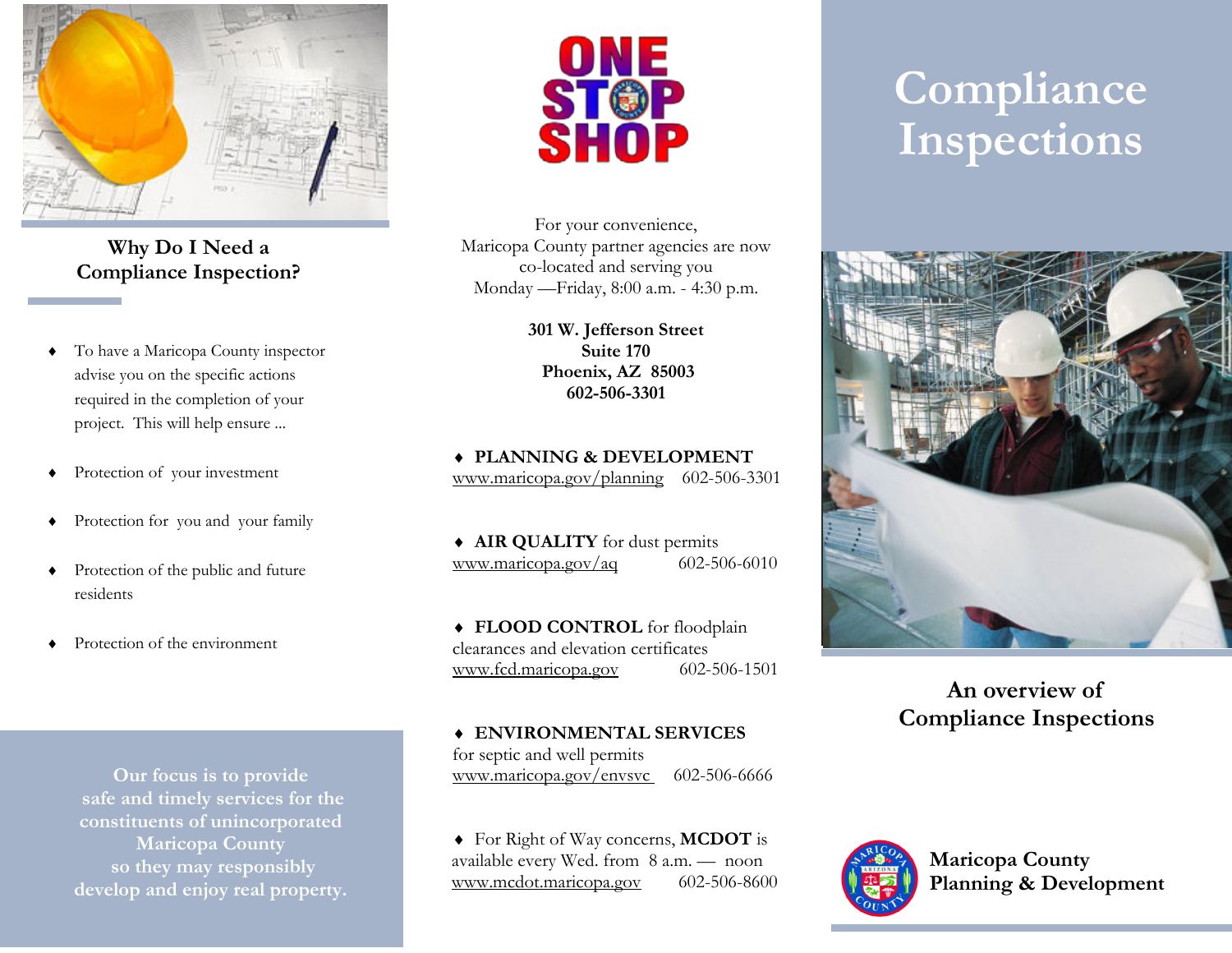## Why Do I Need a Compliance Inspection?

- To have a Maricopa County inspector advise you on the specific actions required in the completion of your project. This will help ensure ...
- Protection of your investment
- Protection for you and your family
- Protection of the public and future residents
- Protection of the environment

**Our focus is to provide safe and timely services for the constituents of unincorporated Maricopa County so they may responsibly develop and enjoy real property.**

## ONE STOP SHOP

For your convenience, Maricopa County partner agencies are now co-located and serving you Monday —Friday, 8:00 a.m. - 4:30 p.m.

**301 W. Jefferson Street**
**Suite 170**
**Phoenix, AZ 85003**
**602-506-3301**

- **PLANNING & DEVELOPMENT**
  www.maricopa.gov/planning 602-506-3301

- **AIR QUALITY** for dust permits
  www.maricopa.gov/aq 602-506-6010

- **FLOOD CONTROL** for floodplain clearances and elevation certificates
  www.fcd.maricopa.gov 602-506-1501

- **ENVIRONMENTAL SERVICES** for septic and well permits
  www.maricopa.gov/envsvc 602-506-6666

- For Right of Way concerns, **MCDOT** is available every Wed. from 8 a.m. — noon
  www.mcdot.maricopa.gov 602-506-8600

# Compliance Inspections

## An overview of Compliance Inspections

**Maricopa County Planning & Development**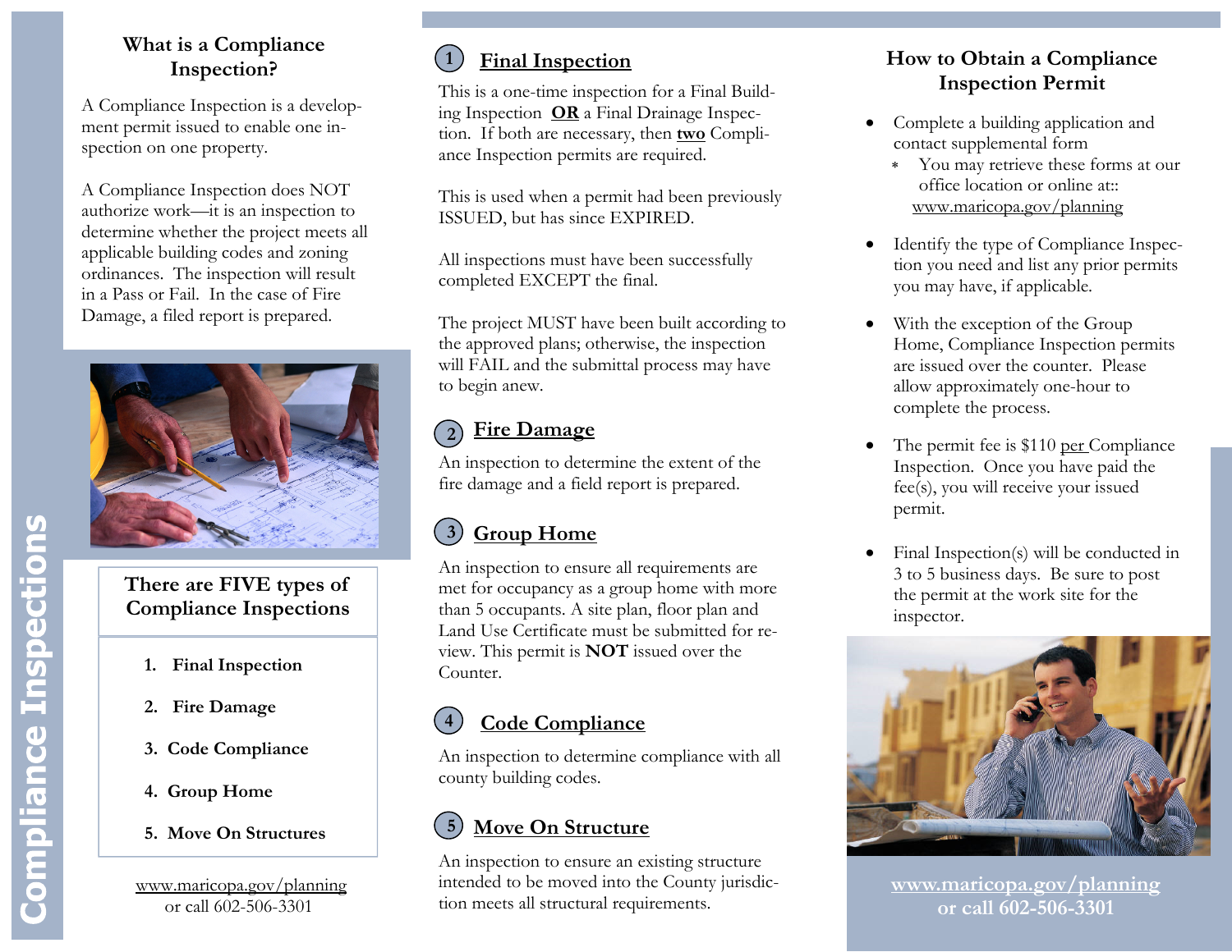## What is a Compliance Inspection?

A Compliance Inspection is a development permit issued to enable one inspection on one property.

A Compliance Inspection does NOT authorize work—it is an inspection to determine whether the project meets all applicable building codes and zoning ordinances. The inspection will result in a Pass or Fail. In the case of Fire Damage, a filed report is prepared.

### There are FIVE types of Compliance Inspections

1. Final Inspection
2. Fire Damage
3. Code Compliance
4. Group Home
5. Move On Structures

www.maricopa.gov/planning
or call 602-506-3301

## 1 Final Inspection

This is a one-time inspection for a Final Building Inspection **OR** a Final Drainage Inspection. If both are necessary, then **two** Compliance Inspection permits are required.

This is used when a permit had been previously ISSUED, but has since EXPIRED.

All inspections must have been successfully completed EXCEPT the final.

The project MUST have been built according to the approved plans; otherwise, the inspection will FAIL and the submittal process may have to begin anew.

## 2 Fire Damage

An inspection to determine the extent of the fire damage and a field report is prepared.

## 3 Group Home

An inspection to ensure all requirements are met for occupancy as a group home with more than 5 occupants. A site plan, floor plan and Land Use Certificate must be submitted for review. This permit is **NOT** issued over the Counter.

## 4 Code Compliance

An inspection to determine compliance with all county building codes.

## 5 Move On Structure

An inspection to ensure an existing structure intended to be moved into the County jurisdiction meets all structural requirements.

## How to Obtain a Compliance Inspection Permit

- Complete a building application and contact supplemental form
  - You may retrieve these forms at our office location or online at:: www.maricopa.gov/planning
- Identify the type of Compliance Inspection you need and list any prior permits you may have, if applicable.
- With the exception of the Group Home, Compliance Inspection permits are issued over the counter. Please allow approximately one-hour to complete the process.
- The permit fee is $110 per Compliance Inspection. Once you have paid the fee(s), you will receive your issued permit.
- Final Inspection(s) will be conducted in 3 to 5 business days. Be sure to post the permit at the work site for the inspector.

**www.maricopa.gov/planning**
**or call 602-506-3301**

# Compliance Inspections